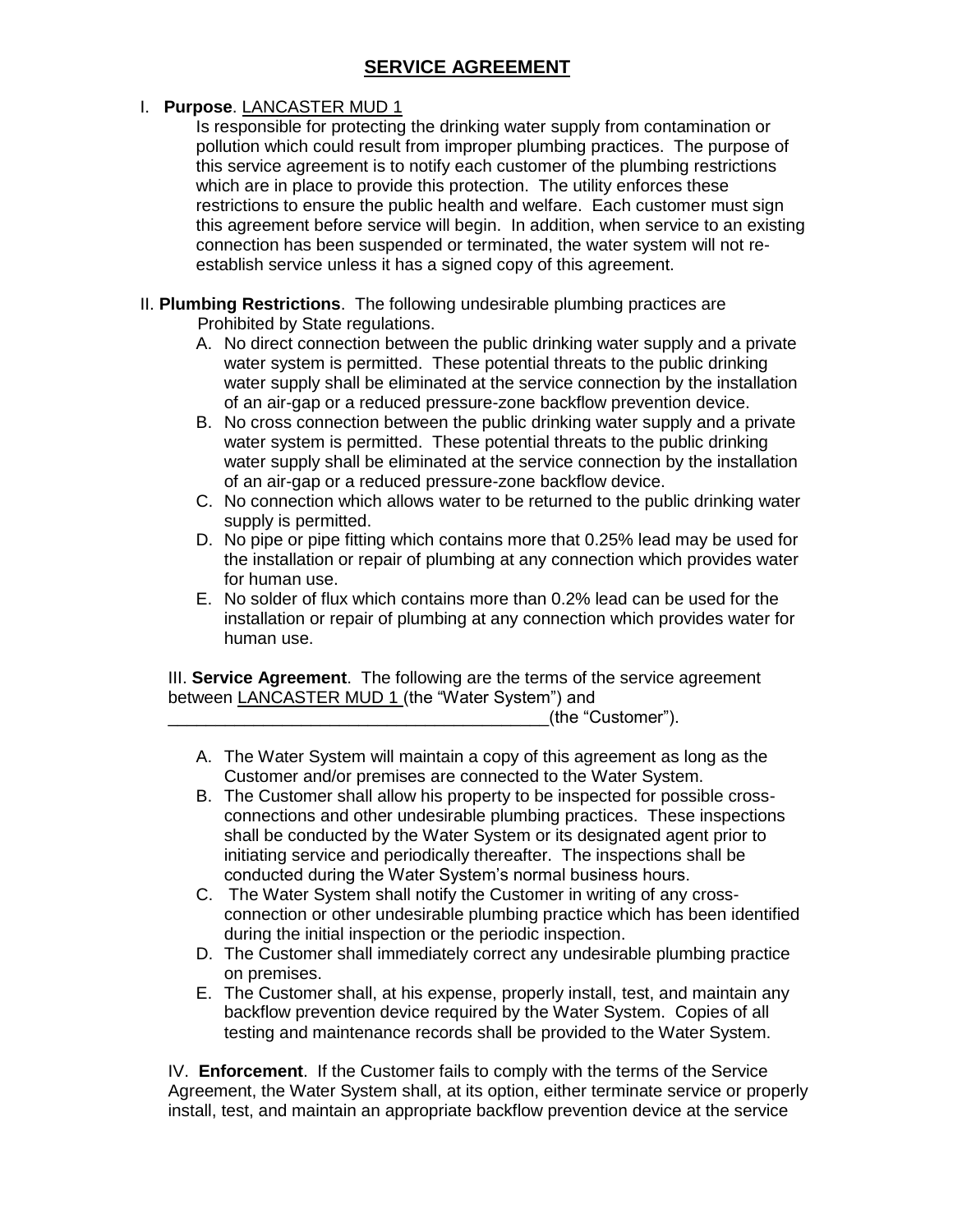# SERVICE AGREEMENT

I. **Purpose**. LANCASTER MUD 1

Is responsible for protecting the drinking water supply from contamination or pollution which could result from improper plumbing practices. The purpose of this service agreement is to notify each customer of the plumbing restrictions which are in place to provide this protection. The utility enforces these restrictions to ensure the public health and welfare. Each customer must sign this agreement before service will begin. In addition, when service to an existing connection has been suspended or terminated, the water system will not re-establish service unless it has a signed copy of this agreement.

II. **Plumbing Restrictions**. The following undesirable plumbing practices are Prohibited by State regulations.

A. No direct connection between the public drinking water supply and a private water system is permitted. These potential threats to the public drinking water supply shall be eliminated at the service connection by the installation of an air-gap or a reduced pressure-zone backflow prevention device.

B. No cross connection between the public drinking water supply and a private water system is permitted. These potential threats to the public drinking water supply shall be eliminated at the service connection by the installation of an air-gap or a reduced pressure-zone backflow device.

C. No connection which allows water to be returned to the public drinking water supply is permitted.

D. No pipe or pipe fitting which contains more that 0.25% lead may be used for the installation or repair of plumbing at any connection which provides water for human use.

E. No solder of flux which contains more than 0.2% lead can be used for the installation or repair of plumbing at any connection which provides water for human use.

III. **Service Agreement**. The following are the terms of the service agreement between LANCASTER MUD 1 (the "Water System") and \_\_\_\_\_\_\_\_\_\_\_\_\_\_\_\_\_\_\_\_\_\_\_\_\_\_\_\_\_\_\_\_\_\_\_\_\_\_\_\_(the "Customer").

A. The Water System will maintain a copy of this agreement as long as the Customer and/or premises are connected to the Water System.

B. The Customer shall allow his property to be inspected for possible cross-connections and other undesirable plumbing practices. These inspections shall be conducted by the Water System or its designated agent prior to initiating service and periodically thereafter. The inspections shall be conducted during the Water System's normal business hours.

C. The Water System shall notify the Customer in writing of any cross-connection or other undesirable plumbing practice which has been identified during the initial inspection or the periodic inspection.

D. The Customer shall immediately correct any undesirable plumbing practice on premises.

E. The Customer shall, at his expense, properly install, test, and maintain any backflow prevention device required by the Water System. Copies of all testing and maintenance records shall be provided to the Water System.

IV. **Enforcement**. If the Customer fails to comply with the terms of the Service Agreement, the Water System shall, at its option, either terminate service or properly install, test, and maintain an appropriate backflow prevention device at the service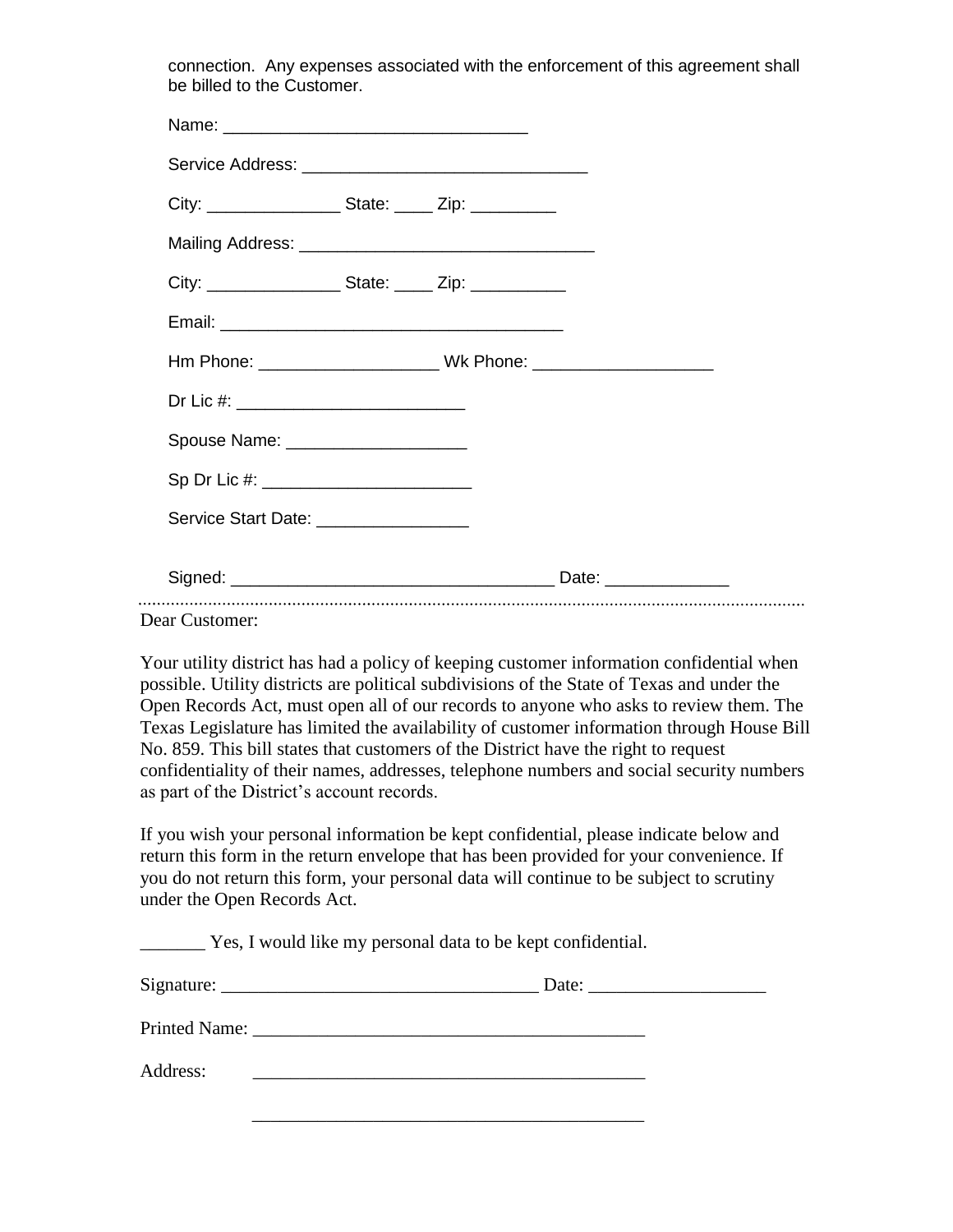connection. Any expenses associated with the enforcement of this agreement shall be billed to the Customer.

Name: ________________________________

Service Address: ______________________________

City: ______________ State: ____ Zip: _________

Mailing Address: _______________________________

City: ______________ State: ____ Zip: __________

Email: ____________________________________

Hm Phone: ___________________ Wk Phone: ___________________

Dr Lic #: ________________________

Spouse Name: ___________________

Sp Dr Lic #: ______________________

Service Start Date: ________________

Signed: __________________________________ Date: _____________

---

Dear Customer:

Your utility district has had a policy of keeping customer information confidential when possible. Utility districts are political subdivisions of the State of Texas and under the Open Records Act, must open all of our records to anyone who asks to review them. The Texas Legislature has limited the availability of customer information through House Bill No. 859. This bill states that customers of the District have the right to request confidentiality of their names, addresses, telephone numbers and social security numbers as part of the District's account records.

If you wish your personal information be kept confidential, please indicate below and return this form in the return envelope that has been provided for your convenience. If you do not return this form, your personal data will continue to be subject to scrutiny under the Open Records Act.

_______ Yes, I would like my personal data to be kept confidential.

Signature: __________________________________ Date: ___________________

Printed Name: ___________________________________________

Address: ___________________________________________

___________________________________________